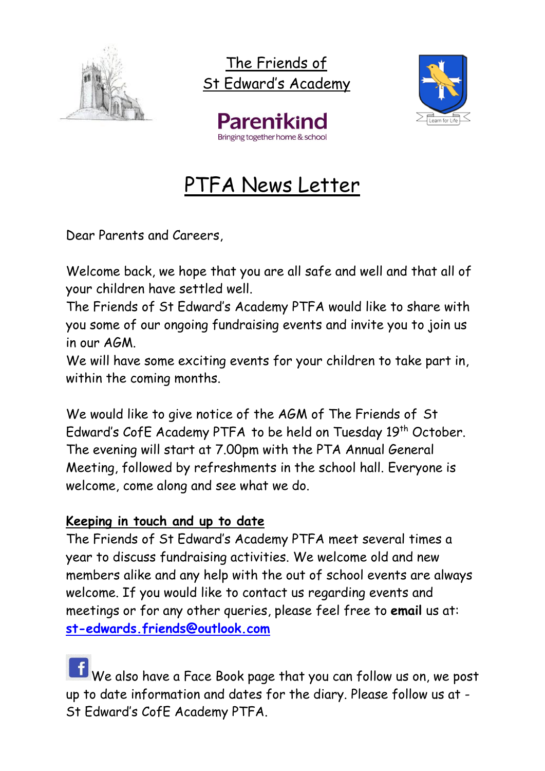The Friends of
St Edward's Academy

Parentkind
Bringing together home & school

Learn for Life

# PTFA News Letter

Dear Parents and Careers,

Welcome back, we hope that you are all safe and well and that all of your children have settled well.
The Friends of St Edward's Academy PTFA would like to share with you some of our ongoing fundraising events and invite you to join us in our AGM.
We will have some exciting events for your children to take part in, within the coming months.

We would like to give notice of the AGM of The Friends of St Edward's CofE Academy PTFA to be held on Tuesday 19th October. The evening will start at 7.00pm with the PTA Annual General Meeting, followed by refreshments in the school hall. Everyone is welcome, come along and see what we do.

## Keeping in touch and up to date

The Friends of St Edward's Academy PTFA meet several times a year to discuss fundraising activities. We welcome old and new members alike and any help with the out of school events are always welcome. If you would like to contact us regarding events and meetings or for any other queries, please feel free to **email** us at: **st-edwards.friends@outlook.com**

We also have a Face Book page that you can follow us on, we post up to date information and dates for the diary. Please follow us at - St Edward's CofE Academy PTFA.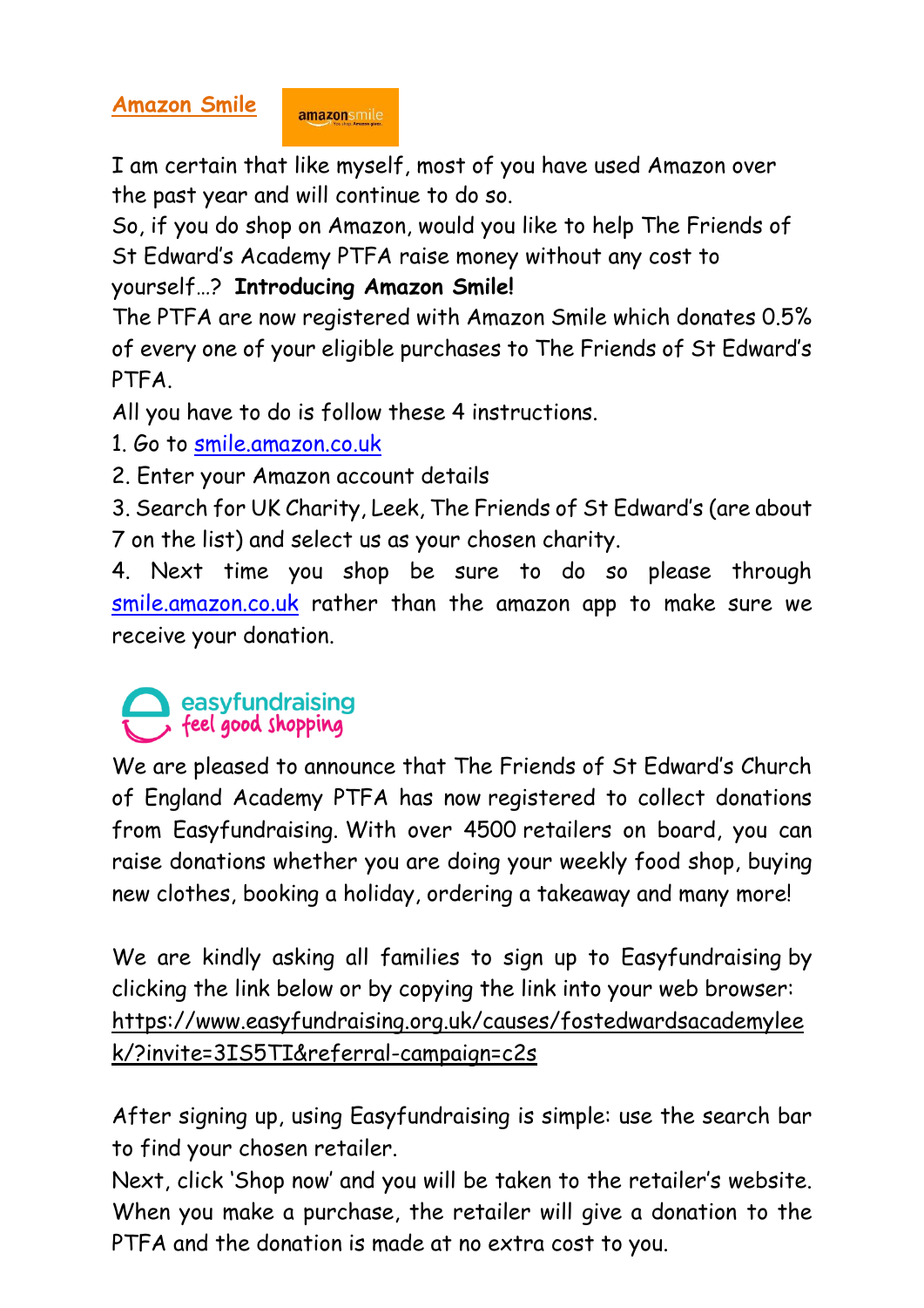## Amazon Smile

I am certain that like myself, most of you have used Amazon over the past year and will continue to do so.

So, if you do shop on Amazon, would you like to help The Friends of St Edward's Academy PTFA raise money without any cost to yourself…? **Introducing Amazon Smile!**

The PTFA are now registered with Amazon Smile which donates 0.5% of every one of your eligible purchases to The Friends of St Edward's PTFA.

All you have to do is follow these 4 instructions.

1. Go to smile.amazon.co.uk
2. Enter your Amazon account details
3. Search for UK Charity, Leek, The Friends of St Edward's (are about 7 on the list) and select us as your chosen charity.
4. Next time you shop be sure to do so please through smile.amazon.co.uk rather than the amazon app to make sure we receive your donation.

## easyfundraising
feel good shopping

We are pleased to announce that The Friends of St Edward's Church of England Academy PTFA has now registered to collect donations from Easyfundraising. With over 4500 retailers on board, you can raise donations whether you are doing your weekly food shop, buying new clothes, booking a holiday, ordering a takeaway and many more!

We are kindly asking all families to sign up to Easyfundraising by clicking the link below or by copying the link into your web browser: https://www.easyfundraising.org.uk/causes/fostedwardsacademyleek/?invite=3IS5TI&referral-campaign=c2s

After signing up, using Easyfundraising is simple: use the search bar to find your chosen retailer.

Next, click 'Shop now' and you will be taken to the retailer's website. When you make a purchase, the retailer will give a donation to the PTFA and the donation is made at no extra cost to you.